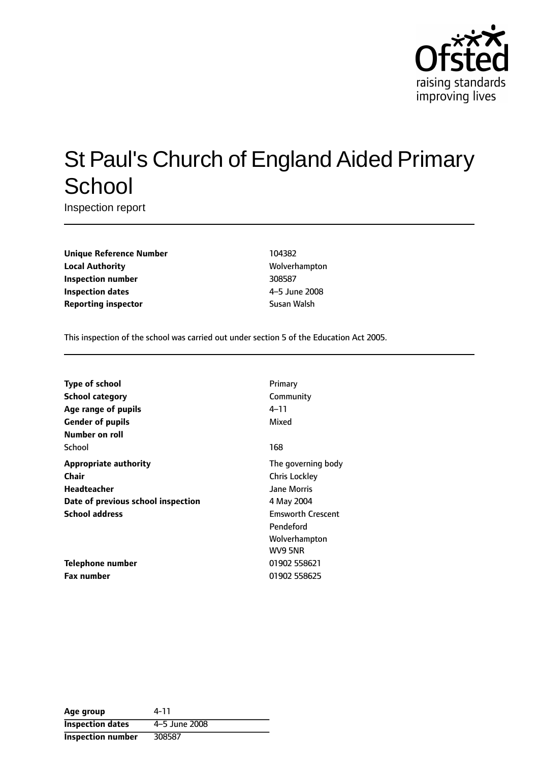# St Paul's Church of England Aided Primary School

Inspection report

| | |
|---|---|
| **Unique Reference Number** | 104382 |
| **Local Authority** | Wolverhampton |
| **Inspection number** | 308587 |
| **Inspection dates** | 4–5 June 2008 |
| **Reporting inspector** | Susan Walsh |

This inspection of the school was carried out under section 5 of the Education Act 2005.

| | |
|---|---|
| **Type of school** | Primary |
| **School category** | Community |
| **Age range of pupils** | 4–11 |
| **Gender of pupils** | Mixed |
| **Number on roll** | |
| School | 168 |
| **Appropriate authority** | The governing body |
| **Chair** | Chris Lockley |
| **Headteacher** | Jane Morris |
| **Date of previous school inspection** | 4 May 2004 |
| **School address** | Emsworth Crescent<br>Pendeford<br>Wolverhampton<br>WV9 5NR |
| **Telephone number** | 01902 558621 |
| **Fax number** | 01902 558625 |

| | |
|---|---|
| **Age group** | 4-11 |
| **Inspection dates** | 4–5 June 2008 |
| **Inspection number** | 308587 |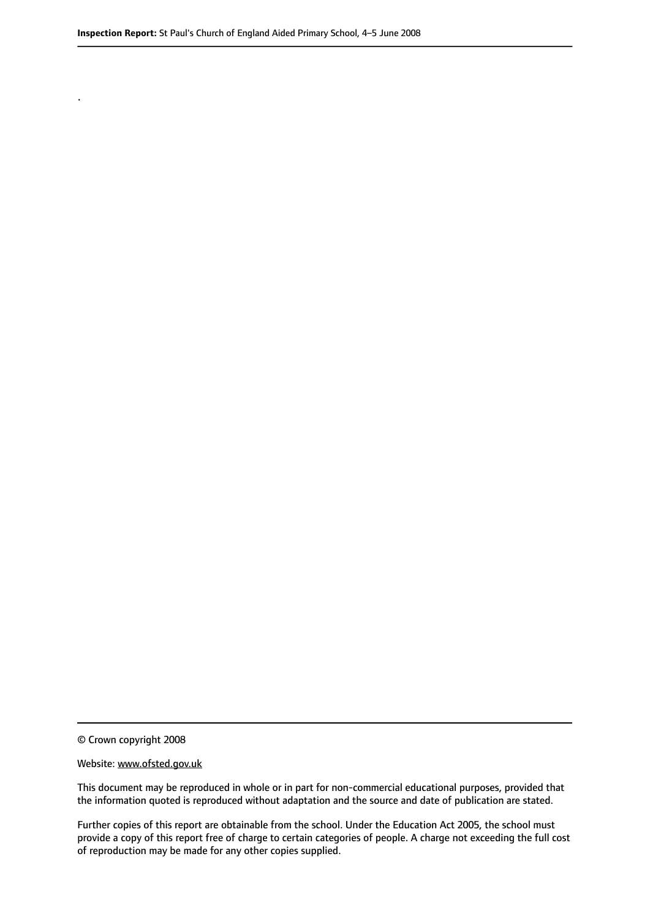.

© Crown copyright 2008

Website: www.ofsted.gov.uk

This document may be reproduced in whole or in part for non-commercial educational purposes, provided that the information quoted is reproduced without adaptation and the source and date of publication are stated.

Further copies of this report are obtainable from the school. Under the Education Act 2005, the school must provide a copy of this report free of charge to certain categories of people. A charge not exceeding the full cost of reproduction may be made for any other copies supplied.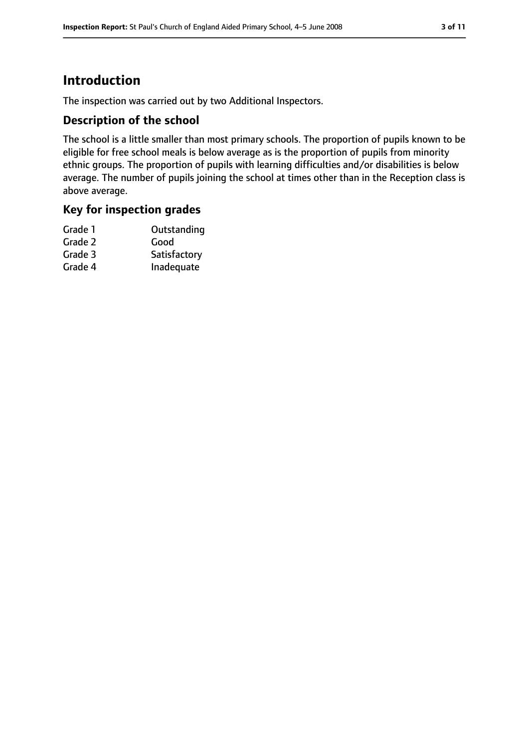# Introduction

The inspection was carried out by two Additional Inspectors.

## Description of the school

The school is a little smaller than most primary schools. The proportion of pupils known to be eligible for free school meals is below average as is the proportion of pupils from minority ethnic groups. The proportion of pupils with learning difficulties and/or disabilities is below average. The number of pupils joining the school at times other than in the Reception class is above average.

## Key for inspection grades

| | |
|---|---|
| Grade 1 | Outstanding |
| Grade 2 | Good |
| Grade 3 | Satisfactory |
| Grade 4 | Inadequate |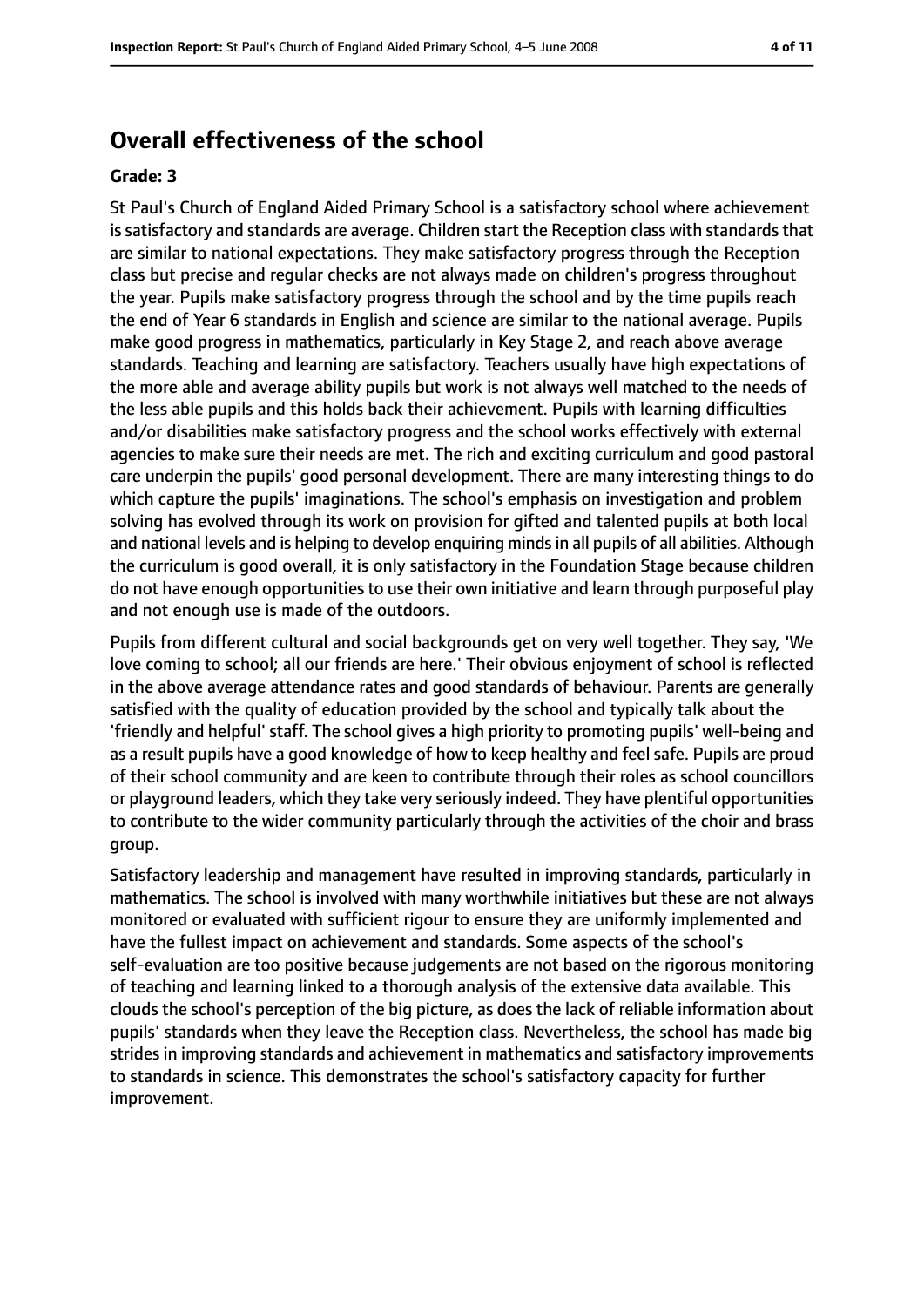## Overall effectiveness of the school

**Grade: 3**

St Paul's Church of England Aided Primary School is a satisfactory school where achievement is satisfactory and standards are average. Children start the Reception class with standards that are similar to national expectations. They make satisfactory progress through the Reception class but precise and regular checks are not always made on children's progress throughout the year. Pupils make satisfactory progress through the school and by the time pupils reach the end of Year 6 standards in English and science are similar to the national average. Pupils make good progress in mathematics, particularly in Key Stage 2, and reach above average standards. Teaching and learning are satisfactory. Teachers usually have high expectations of the more able and average ability pupils but work is not always well matched to the needs of the less able pupils and this holds back their achievement. Pupils with learning difficulties and/or disabilities make satisfactory progress and the school works effectively with external agencies to make sure their needs are met. The rich and exciting curriculum and good pastoral care underpin the pupils' good personal development. There are many interesting things to do which capture the pupils' imaginations. The school's emphasis on investigation and problem solving has evolved through its work on provision for gifted and talented pupils at both local and national levels and is helping to develop enquiring minds in all pupils of all abilities. Although the curriculum is good overall, it is only satisfactory in the Foundation Stage because children do not have enough opportunities to use their own initiative and learn through purposeful play and not enough use is made of the outdoors.

Pupils from different cultural and social backgrounds get on very well together. They say, 'We love coming to school; all our friends are here.' Their obvious enjoyment of school is reflected in the above average attendance rates and good standards of behaviour. Parents are generally satisfied with the quality of education provided by the school and typically talk about the 'friendly and helpful' staff. The school gives a high priority to promoting pupils' well-being and as a result pupils have a good knowledge of how to keep healthy and feel safe. Pupils are proud of their school community and are keen to contribute through their roles as school councillors or playground leaders, which they take very seriously indeed. They have plentiful opportunities to contribute to the wider community particularly through the activities of the choir and brass group.

Satisfactory leadership and management have resulted in improving standards, particularly in mathematics. The school is involved with many worthwhile initiatives but these are not always monitored or evaluated with sufficient rigour to ensure they are uniformly implemented and have the fullest impact on achievement and standards. Some aspects of the school's self-evaluation are too positive because judgements are not based on the rigorous monitoring of teaching and learning linked to a thorough analysis of the extensive data available. This clouds the school's perception of the big picture, as does the lack of reliable information about pupils' standards when they leave the Reception class. Nevertheless, the school has made big strides in improving standards and achievement in mathematics and satisfactory improvements to standards in science. This demonstrates the school's satisfactory capacity for further improvement.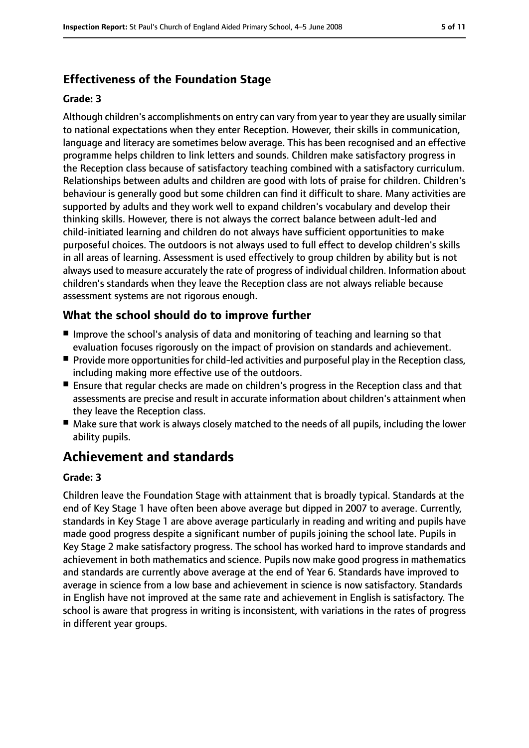### Effectiveness of the Foundation Stage

**Grade: 3**

Although children's accomplishments on entry can vary from year to year they are usually similar to national expectations when they enter Reception. However, their skills in communication, language and literacy are sometimes below average. This has been recognised and an effective programme helps children to link letters and sounds. Children make satisfactory progress in the Reception class because of satisfactory teaching combined with a satisfactory curriculum. Relationships between adults and children are good with lots of praise for children. Children's behaviour is generally good but some children can find it difficult to share. Many activities are supported by adults and they work well to expand children's vocabulary and develop their thinking skills. However, there is not always the correct balance between adult-led and child-initiated learning and children do not always have sufficient opportunities to make purposeful choices. The outdoors is not always used to full effect to develop children's skills in all areas of learning. Assessment is used effectively to group children by ability but is not always used to measure accurately the rate of progress of individual children. Information about children's standards when they leave the Reception class are not always reliable because assessment systems are not rigorous enough.

### What the school should do to improve further

- Improve the school's analysis of data and monitoring of teaching and learning so that evaluation focuses rigorously on the impact of provision on standards and achievement.
- Provide more opportunities for child-led activities and purposeful play in the Reception class, including making more effective use of the outdoors.
- Ensure that regular checks are made on children's progress in the Reception class and that assessments are precise and result in accurate information about children's attainment when they leave the Reception class.
- Make sure that work is always closely matched to the needs of all pupils, including the lower ability pupils.

## Achievement and standards

**Grade: 3**

Children leave the Foundation Stage with attainment that is broadly typical. Standards at the end of Key Stage 1 have often been above average but dipped in 2007 to average. Currently, standards in Key Stage 1 are above average particularly in reading and writing and pupils have made good progress despite a significant number of pupils joining the school late. Pupils in Key Stage 2 make satisfactory progress. The school has worked hard to improve standards and achievement in both mathematics and science. Pupils now make good progress in mathematics and standards are currently above average at the end of Year 6. Standards have improved to average in science from a low base and achievement in science is now satisfactory. Standards in English have not improved at the same rate and achievement in English is satisfactory. The school is aware that progress in writing is inconsistent, with variations in the rates of progress in different year groups.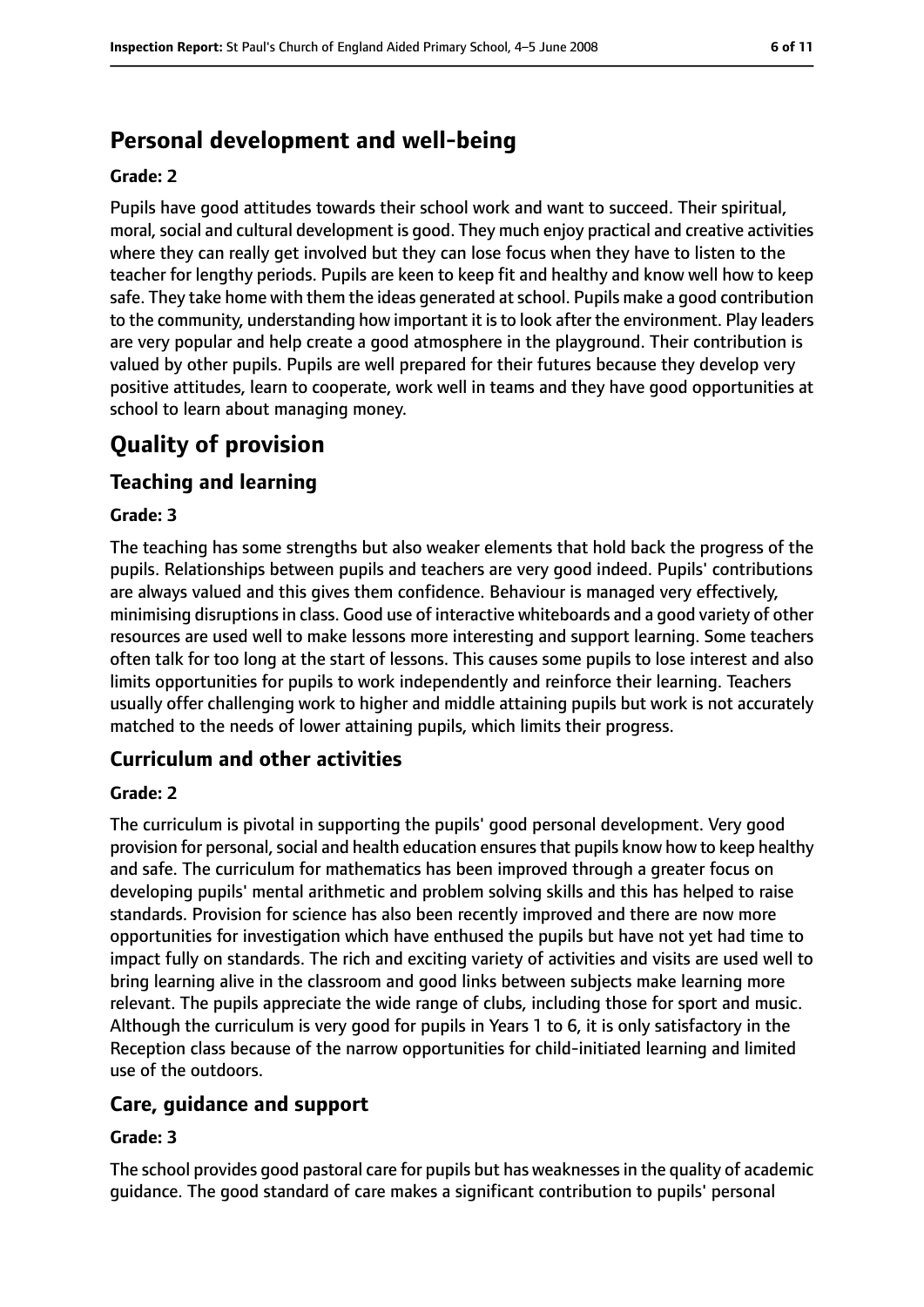## Personal development and well-being

**Grade: 2**

Pupils have good attitudes towards their school work and want to succeed. Their spiritual, moral, social and cultural development is good. They much enjoy practical and creative activities where they can really get involved but they can lose focus when they have to listen to the teacher for lengthy periods. Pupils are keen to keep fit and healthy and know well how to keep safe. They take home with them the ideas generated at school. Pupils make a good contribution to the community, understanding how important it is to look after the environment. Play leaders are very popular and help create a good atmosphere in the playground. Their contribution is valued by other pupils. Pupils are well prepared for their futures because they develop very positive attitudes, learn to cooperate, work well in teams and they have good opportunities at school to learn about managing money.

# Quality of provision

## Teaching and learning

**Grade: 3**

The teaching has some strengths but also weaker elements that hold back the progress of the pupils. Relationships between pupils and teachers are very good indeed. Pupils' contributions are always valued and this gives them confidence. Behaviour is managed very effectively, minimising disruptions in class. Good use of interactive whiteboards and a good variety of other resources are used well to make lessons more interesting and support learning. Some teachers often talk for too long at the start of lessons. This causes some pupils to lose interest and also limits opportunities for pupils to work independently and reinforce their learning. Teachers usually offer challenging work to higher and middle attaining pupils but work is not accurately matched to the needs of lower attaining pupils, which limits their progress.

## Curriculum and other activities

**Grade: 2**

The curriculum is pivotal in supporting the pupils' good personal development. Very good provision for personal, social and health education ensures that pupils know how to keep healthy and safe. The curriculum for mathematics has been improved through a greater focus on developing pupils' mental arithmetic and problem solving skills and this has helped to raise standards. Provision for science has also been recently improved and there are now more opportunities for investigation which have enthused the pupils but have not yet had time to impact fully on standards. The rich and exciting variety of activities and visits are used well to bring learning alive in the classroom and good links between subjects make learning more relevant. The pupils appreciate the wide range of clubs, including those for sport and music. Although the curriculum is very good for pupils in Years 1 to 6, it is only satisfactory in the Reception class because of the narrow opportunities for child-initiated learning and limited use of the outdoors.

## Care, guidance and support

**Grade: 3**

The school provides good pastoral care for pupils but has weaknesses in the quality of academic guidance. The good standard of care makes a significant contribution to pupils' personal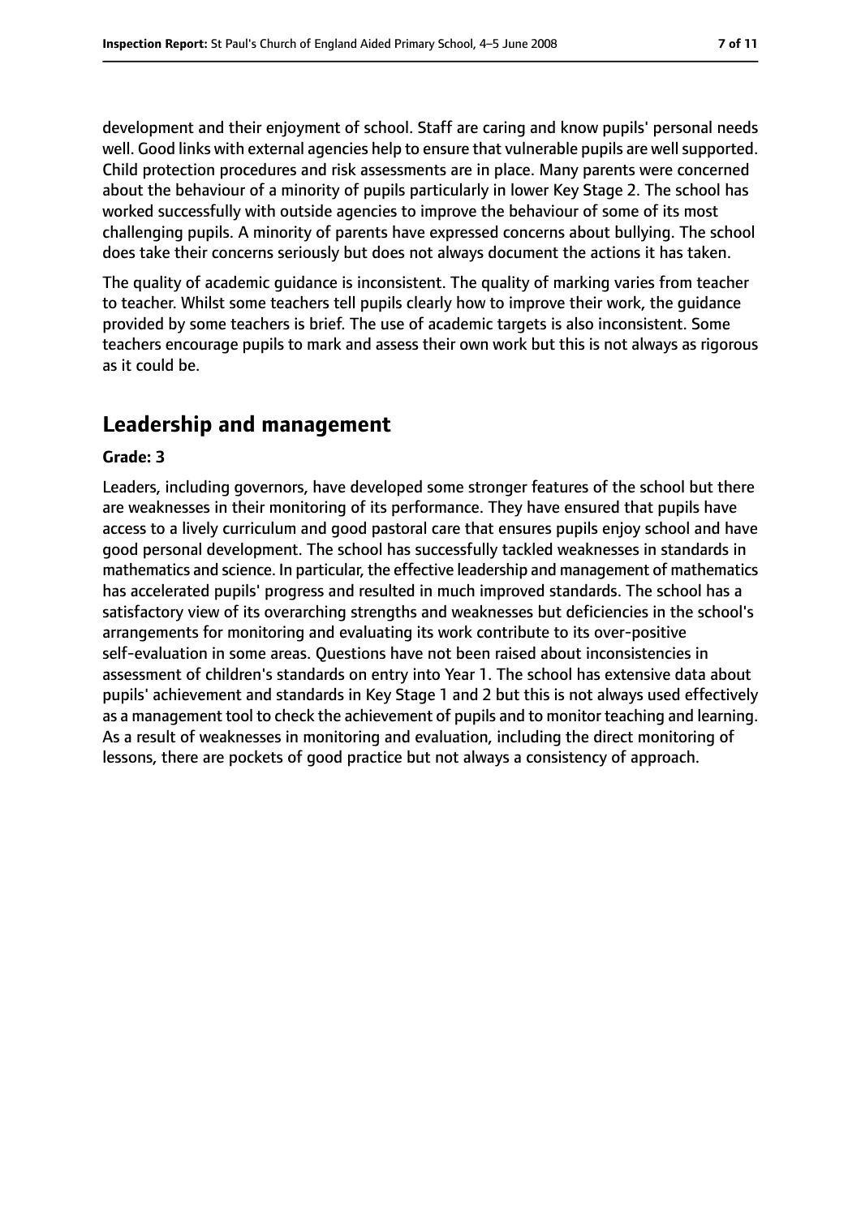development and their enjoyment of school. Staff are caring and know pupils' personal needs well. Good links with external agencies help to ensure that vulnerable pupils are well supported. Child protection procedures and risk assessments are in place. Many parents were concerned about the behaviour of a minority of pupils particularly in lower Key Stage 2. The school has worked successfully with outside agencies to improve the behaviour of some of its most challenging pupils. A minority of parents have expressed concerns about bullying. The school does take their concerns seriously but does not always document the actions it has taken.

The quality of academic guidance is inconsistent. The quality of marking varies from teacher to teacher. Whilst some teachers tell pupils clearly how to improve their work, the guidance provided by some teachers is brief. The use of academic targets is also inconsistent. Some teachers encourage pupils to mark and assess their own work but this is not always as rigorous as it could be.

## Leadership and management

**Grade: 3**

Leaders, including governors, have developed some stronger features of the school but there are weaknesses in their monitoring of its performance. They have ensured that pupils have access to a lively curriculum and good pastoral care that ensures pupils enjoy school and have good personal development. The school has successfully tackled weaknesses in standards in mathematics and science. In particular, the effective leadership and management of mathematics has accelerated pupils' progress and resulted in much improved standards. The school has a satisfactory view of its overarching strengths and weaknesses but deficiencies in the school's arrangements for monitoring and evaluating its work contribute to its over-positive self-evaluation in some areas. Questions have not been raised about inconsistencies in assessment of children's standards on entry into Year 1. The school has extensive data about pupils' achievement and standards in Key Stage 1 and 2 but this is not always used effectively as a management tool to check the achievement of pupils and to monitor teaching and learning. As a result of weaknesses in monitoring and evaluation, including the direct monitoring of lessons, there are pockets of good practice but not always a consistency of approach.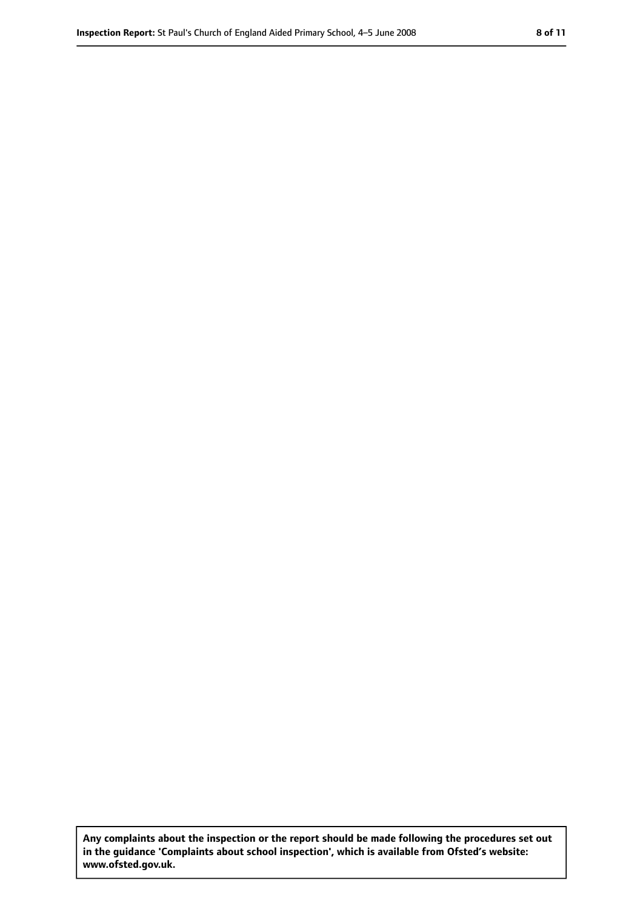**Any complaints about the inspection or the report should be made following the procedures set out in the guidance 'Complaints about school inspection', which is available from Ofsted's website: www.ofsted.gov.uk.**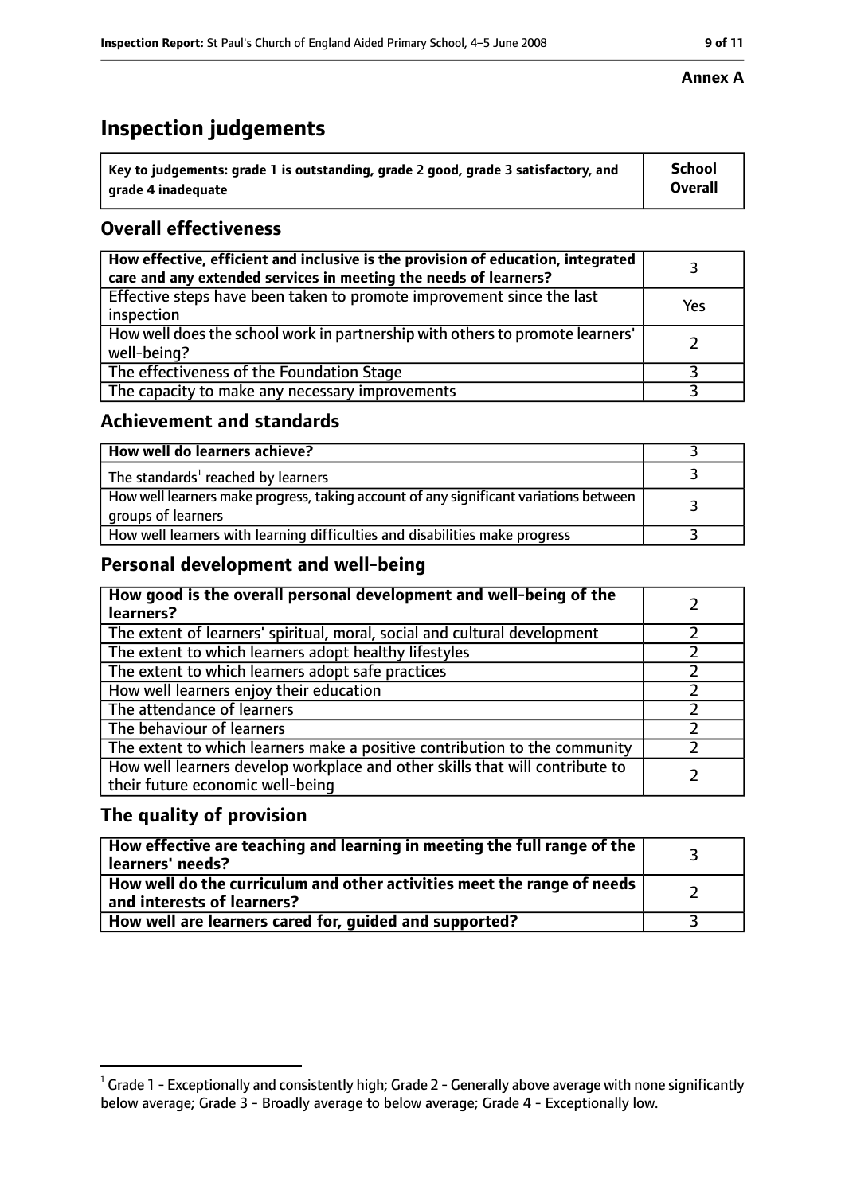**Annex A**

# Inspection judgements

| Key to judgements: grade 1 is outstanding, grade 2 good, grade 3 satisfactory, and grade 4 inadequate | School Overall |
|---|---|

## Overall effectiveness

| | |
|---|---|
| How effective, efficient and inclusive is the provision of education, integrated care and any extended services in meeting the needs of learners? | 3 |
| Effective steps have been taken to promote improvement since the last inspection | Yes |
| How well does the school work in partnership with others to promote learners' well-being? | 2 |
| The effectiveness of the Foundation Stage | 3 |
| The capacity to make any necessary improvements | 3 |

## Achievement and standards

| | |
|---|---|
| How well do learners achieve? | 3 |
| The standards[1] reached by learners | 3 |
| How well learners make progress, taking account of any significant variations between groups of learners | 3 |
| How well learners with learning difficulties and disabilities make progress | 3 |

## Personal development and well-being

| | |
|---|---|
| How good is the overall personal development and well-being of the learners? | 2 |
| The extent of learners' spiritual, moral, social and cultural development | 2 |
| The extent to which learners adopt healthy lifestyles | 2 |
| The extent to which learners adopt safe practices | 2 |
| How well learners enjoy their education | 2 |
| The attendance of learners | 2 |
| The behaviour of learners | 2 |
| The extent to which learners make a positive contribution to the community | 2 |
| How well learners develop workplace and other skills that will contribute to their future economic well-being | 2 |

## The quality of provision

| | |
|---|---|
| How effective are teaching and learning in meeting the full range of the learners' needs? | 3 |
| How well do the curriculum and other activities meet the range of needs and interests of learners? | 2 |
| How well are learners cared for, guided and supported? | 3 |

[1] Grade 1 - Exceptionally and consistently high; Grade 2 - Generally above average with none significantly below average; Grade 3 - Broadly average to below average; Grade 4 - Exceptionally low.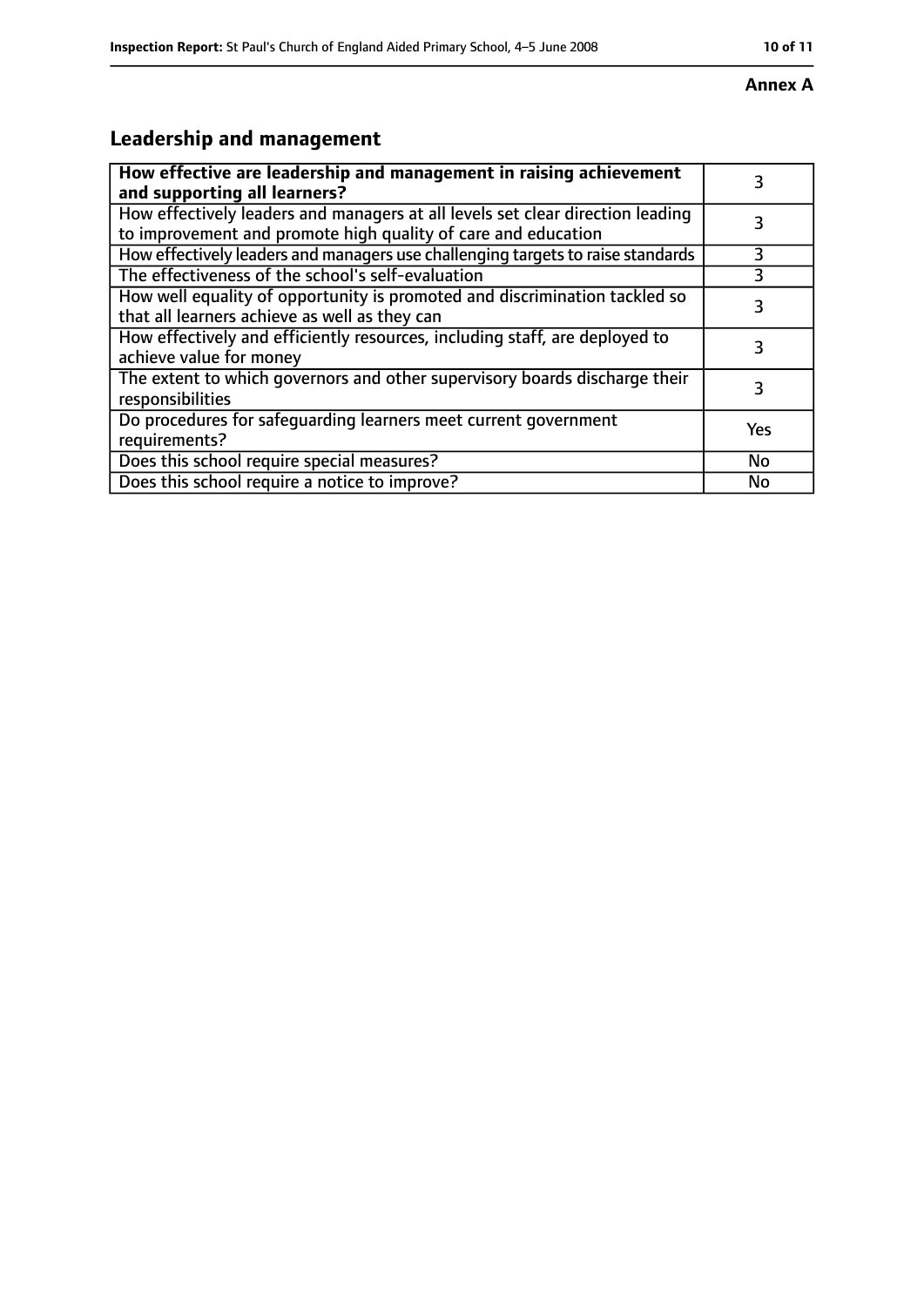**Annex A**

## Leadership and management

| How effective are leadership and management in raising achievement and supporting all learners? | 3 |
| --- | --- |
| How effectively leaders and managers at all levels set clear direction leading to improvement and promote high quality of care and education | 3 |
| How effectively leaders and managers use challenging targets to raise standards | 3 |
| The effectiveness of the school's self-evaluation | 3 |
| How well equality of opportunity is promoted and discrimination tackled so that all learners achieve as well as they can | 3 |
| How effectively and efficiently resources, including staff, are deployed to achieve value for money | 3 |
| The extent to which governors and other supervisory boards discharge their responsibilities | 3 |
| Do procedures for safeguarding learners meet current government requirements? | Yes |
| Does this school require special measures? | No |
| Does this school require a notice to improve? | No |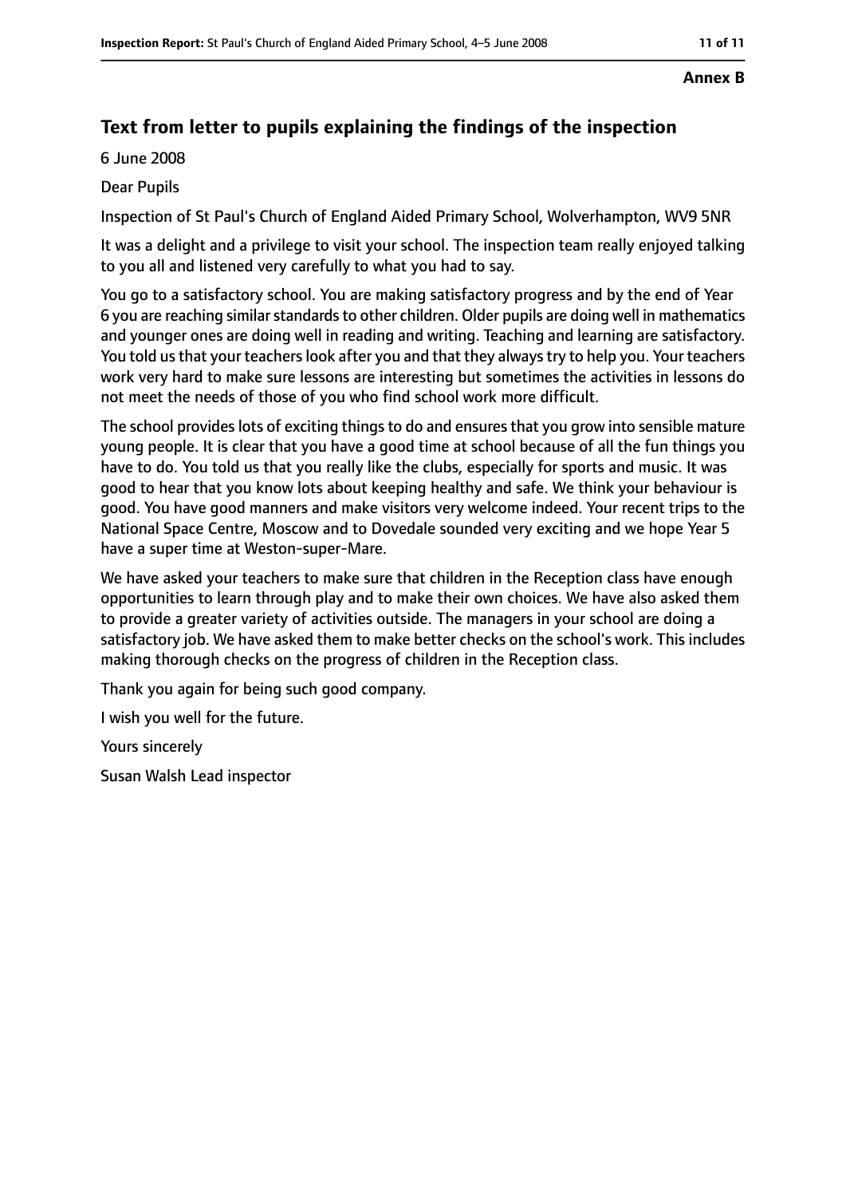**Annex B**

## Text from letter to pupils explaining the findings of the inspection

6 June 2008

Dear Pupils

Inspection of St Paul's Church of England Aided Primary School, Wolverhampton, WV9 5NR

It was a delight and a privilege to visit your school. The inspection team really enjoyed talking to you all and listened very carefully to what you had to say.

You go to a satisfactory school. You are making satisfactory progress and by the end of Year 6 you are reaching similar standards to other children. Older pupils are doing well in mathematics and younger ones are doing well in reading and writing. Teaching and learning are satisfactory. You told us that your teachers look after you and that they always try to help you. Your teachers work very hard to make sure lessons are interesting but sometimes the activities in lessons do not meet the needs of those of you who find school work more difficult.

The school provides lots of exciting things to do and ensures that you grow into sensible mature young people. It is clear that you have a good time at school because of all the fun things you have to do. You told us that you really like the clubs, especially for sports and music. It was good to hear that you know lots about keeping healthy and safe. We think your behaviour is good. You have good manners and make visitors very welcome indeed. Your recent trips to the National Space Centre, Moscow and to Dovedale sounded very exciting and we hope Year 5 have a super time at Weston-super-Mare.

We have asked your teachers to make sure that children in the Reception class have enough opportunities to learn through play and to make their own choices. We have also asked them to provide a greater variety of activities outside. The managers in your school are doing a satisfactory job. We have asked them to make better checks on the school's work. This includes making thorough checks on the progress of children in the Reception class.

Thank you again for being such good company.

I wish you well for the future.

Yours sincerely

Susan Walsh Lead inspector